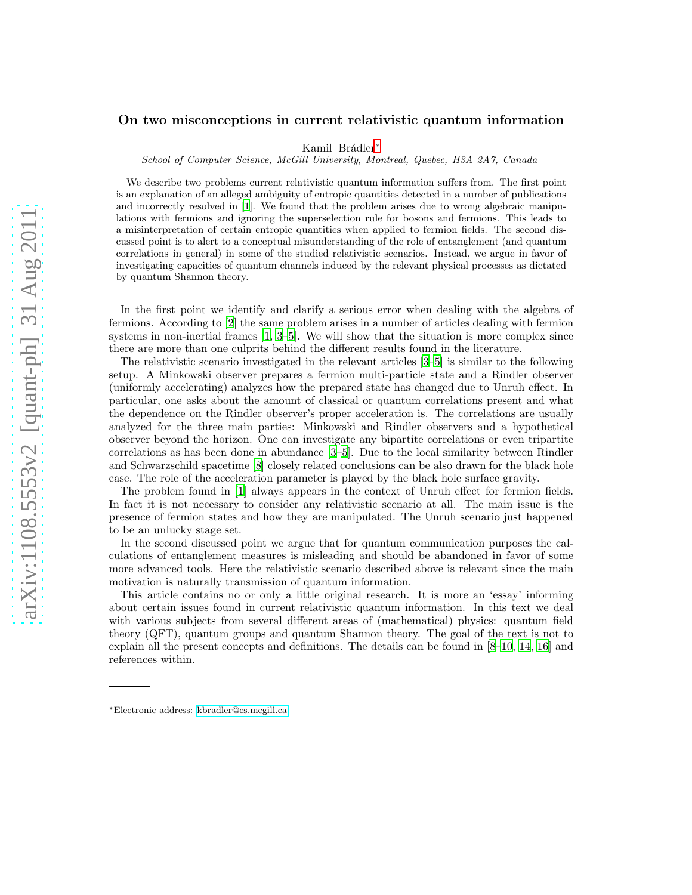# On two misconceptions in current relativistic quantum information

Kamil Brádler*

*School of Computer Science, McGill University, Montreal, Quebec, H3A 2A7, Canada*

We describe two problems current relativistic quantum information suffers from. The first point is an explanation of an alleged ambiguity of entropic quantities detected in a number of publications and incorrectly resolved in [1]. We found that the problem arises due to wrong algebraic manipulations with fermions and ignoring the superselection rule for bosons and fermions. This leads to a misinterpretation of certain entropic quantities when applied to fermion fields. The second discussed point is to alert to a conceptual misunderstanding of the role of entanglement (and quantum correlations in general) in some of the studied relativistic scenarios. Instead, we argue in favor of investigating capacities of quantum channels induced by the relevant physical processes as dictated by quantum Shannon theory.

In the first point we identify and clarify a serious error when dealing with the algebra of fermions. According to [2] the same problem arises in a number of articles dealing with fermion systems in non-inertial frames [1, 3–5]. We will show that the situation is more complex since there are more than one culprits behind the different results found in the literature.

The relativistic scenario investigated in the relevant articles [3–5] is similar to the following setup. A Minkowski observer prepares a fermion multi-particle state and a Rindler observer (uniformly accelerating) analyzes how the prepared state has changed due to Unruh effect. In particular, one asks about the amount of classical or quantum correlations present and what the dependence on the Rindler observer's proper acceleration is. The correlations are usually analyzed for the three main parties: Minkowski and Rindler observers and a hypothetical observer beyond the horizon. One can investigate any bipartite correlations or even tripartite correlations as has been done in abundance [3–5]. Due to the local similarity between Rindler and Schwarzschild spacetime [8] closely related conclusions can be also drawn for the black hole case. The role of the acceleration parameter is played by the black hole surface gravity.

The problem found in [1] always appears in the context of Unruh effect for fermion fields. In fact it is not necessary to consider any relativistic scenario at all. The main issue is the presence of fermion states and how they are manipulated. The Unruh scenario just happened to be an unlucky stage set.

In the second discussed point we argue that for quantum communication purposes the calculations of entanglement measures is misleading and should be abandoned in favor of some more advanced tools. Here the relativistic scenario described above is relevant since the main motivation is naturally transmission of quantum information.

This article contains no or only a little original research. It is more an 'essay' informing about certain issues found in current relativistic quantum information. In this text we deal with various subjects from several different areas of (mathematical) physics: quantum field theory (QFT), quantum groups and quantum Shannon theory. The goal of the text is not to explain all the present concepts and definitions. The details can be found in [8–10, 14, 16] and references within.

---

*Electronic address: kbradler@cs.mcgill.ca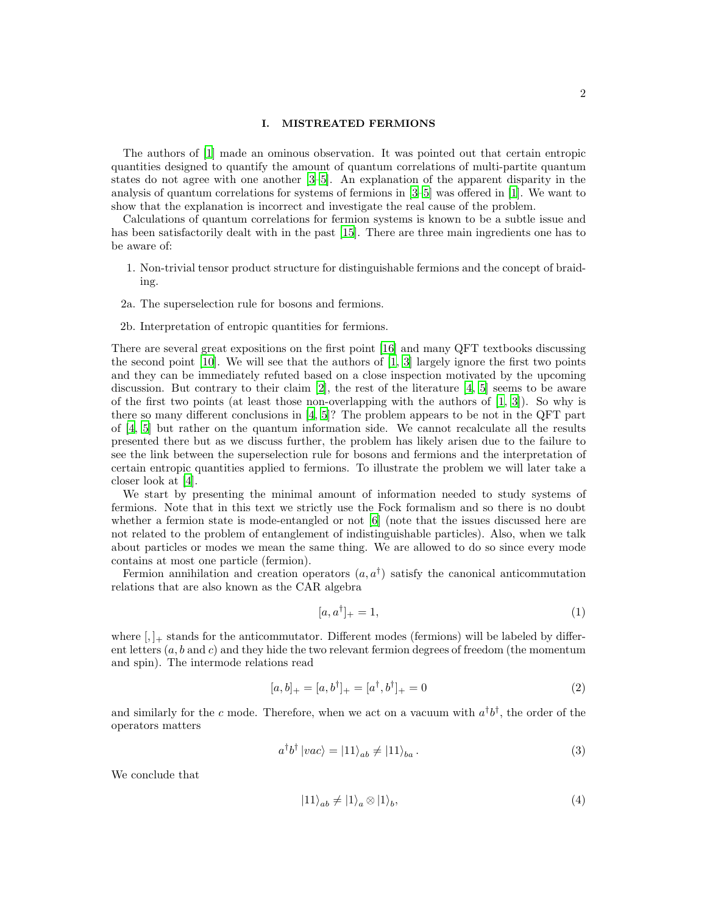## I. MISTREATED FERMIONS

The authors of [1] made an ominous observation. It was pointed out that certain entropic quantities designed to quantify the amount of quantum correlations of multi-partite quantum states do not agree with one another [3–5]. An explanation of the apparent disparity in the analysis of quantum correlations for systems of fermions in [3–5] was offered in [1]. We want to show that the explanation is incorrect and investigate the real cause of the problem.

Calculations of quantum correlations for fermion systems is known to be a subtle issue and has been satisfactorily dealt with in the past [15]. There are three main ingredients one has to be aware of:

1. Non-trivial tensor product structure for distinguishable fermions and the concept of braiding.

2a. The superselection rule for bosons and fermions.

2b. Interpretation of entropic quantities for fermions.

There are several great expositions on the first point [16] and many QFT textbooks discussing the second point [10]. We will see that the authors of [1, 3] largely ignore the first two points and they can be immediately refuted based on a close inspection motivated by the upcoming discussion. But contrary to their claim [2], the rest of the literature [4, 5] seems to be aware of the first two points (at least those non-overlapping with the authors of [1, 3]). So why is there so many different conclusions in [4, 5]? The problem appears to be not in the QFT part of [4, 5] but rather on the quantum information side. We cannot recalculate all the results presented there but as we discuss further, the problem has likely arisen due to the failure to see the link between the superselection rule for bosons and fermions and the interpretation of certain entropic quantities applied to fermions. To illustrate the problem we will later take a closer look at [4].

We start by presenting the minimal amount of information needed to study systems of fermions. Note that in this text we strictly use the Fock formalism and so there is no doubt whether a fermion state is mode-entangled or not [6] (note that the issues discussed here are not related to the problem of entanglement of indistinguishable particles). Also, when we talk about particles or modes we mean the same thing. We are allowed to do so since every mode contains at most one particle (fermion).

Fermion annihilation and creation operators $(a, a^\dagger)$ satisfy the canonical anticommutation relations that are also known as the CAR algebra

$$[a, a^\dagger]_+ = 1, \tag{1}$$

where $[,]_+$ stands for the anticommutator. Different modes (fermions) will be labeled by different letters ($a, b$ and $c$) and they hide the two relevant fermion degrees of freedom (the momentum and spin). The intermode relations read

$$[a, b]_+ = [a, b^\dagger]_+ = [a^\dagger, b^\dagger]_+ = 0 \tag{2}$$

and similarly for the $c$ mode. Therefore, when we act on a vacuum with $a^\dagger b^\dagger$, the order of the operators matters

$$a^\dagger b^\dagger \left|vac\right\rangle = \left|11\right\rangle_{ab} \neq \left|11\right\rangle_{ba}. \tag{3}$$

We conclude that

$$\left|11\right\rangle_{ab} \neq \left|1\right\rangle_a \otimes \left|1\right\rangle_b, \tag{4}$$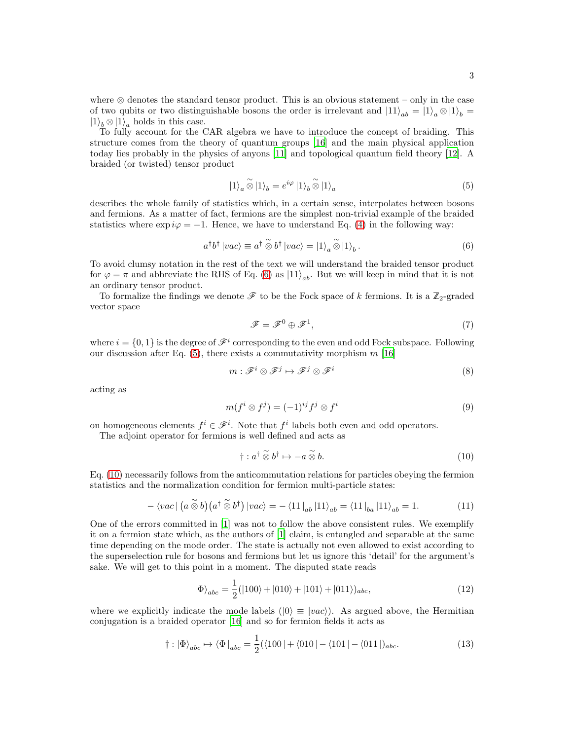where $\otimes$ denotes the standard tensor product. This is an obvious statement – only in the case of two qubits or two distinguishable bosons the order is irrelevant and $|11\rangle_{ab} = |1\rangle_a \otimes |1\rangle_b = |1\rangle_b \otimes |1\rangle_a$ holds in this case.

To fully account for the CAR algebra we have to introduce the concept of braiding. This structure comes from the theory of quantum groups [16] and the main physical application today lies probably in the physics of anyons [11] and topological quantum field theory [12]. A braided (or twisted) tensor product

$$|1\rangle_a \tilde{\otimes} |1\rangle_b = e^{i\varphi} |1\rangle_b \tilde{\otimes} |1\rangle_a \tag{5}$$

describes the whole family of statistics which, in a certain sense, interpolates between bosons and fermions. As a matter of fact, fermions are the simplest non-trivial example of the braided statistics where $\exp i\varphi = -1$. Hence, we have to understand Eq. (4) in the following way:

$$a^\dagger b^\dagger |vac\rangle \equiv a^\dagger \tilde{\otimes} b^\dagger |vac\rangle = |1\rangle_a \tilde{\otimes} |1\rangle_b \,. \tag{6}$$

To avoid clumsy notation in the rest of the text we will understand the braided tensor product for $\varphi = \pi$ and abbreviate the RHS of Eq. (6) as $|11\rangle_{ab}$. But we will keep in mind that it is not an ordinary tensor product.

To formalize the findings we denote $\mathscr{F}$ to be the Fock space of $k$ fermions. It is a $\mathbb{Z}_2$-graded vector space

$$\mathscr{F} = \mathscr{F}^0 \oplus \mathscr{F}^1, \tag{7}$$

where $i = \{0, 1\}$ is the degree of $\mathscr{F}^i$ corresponding to the even and odd Fock subspace. Following our discussion after Eq. (5), there exists a commutativity morphism $m$ [16]

$$m : \mathscr{F}^i \otimes \mathscr{F}^j \mapsto \mathscr{F}^j \otimes \mathscr{F}^i \tag{8}$$

acting as

$$m(f^i \otimes f^j) = (-1)^{ij} f^j \otimes f^i \tag{9}$$

on homogeneous elements $f^i \in \mathscr{F}^i$. Note that $f^i$ labels both even and odd operators.

The adjoint operator for fermions is well defined and acts as

$$\dagger : a^\dagger \tilde{\otimes} b^\dagger \mapsto -a \tilde{\otimes} b. \tag{10}$$

Eq. (10) necessarily follows from the anticommutation relations for particles obeying the fermion statistics and the normalization condition for fermion multi-particle states:

$$-\langle vac|\big(a \tilde{\otimes} b\big)\big(a^\dagger \tilde{\otimes} b^\dagger\big)|vac\rangle = -\langle 11|_{ab}|11\rangle_{ab} = \langle 11|_{ba}|11\rangle_{ab} = 1. \tag{11}$$

One of the errors committed in [1] was not to follow the above consistent rules. We exemplify it on a fermion state which, as the authors of [1] claim, is entangled and separable at the same time depending on the mode order. The state is actually not even allowed to exist according to the superselection rule for bosons and fermions but let us ignore this 'detail' for the argument's sake. We will get to this point in a moment. The disputed state reads

$$|\Phi\rangle_{abc} = \frac{1}{2}(|100\rangle + |010\rangle + |101\rangle + |011\rangle)_{abc}, \tag{12}$$

where we explicitly indicate the mode labels ($|0\rangle \equiv |vac\rangle$). As argued above, the Hermitian conjugation is a braided operator [16] and so for fermion fields it acts as

$$\dagger : |\Phi\rangle_{abc} \mapsto \langle\Phi|_{abc} = \frac{1}{2}(\langle 100| + \langle 010| - \langle 101| - \langle 011|)_{abc}. \tag{13}$$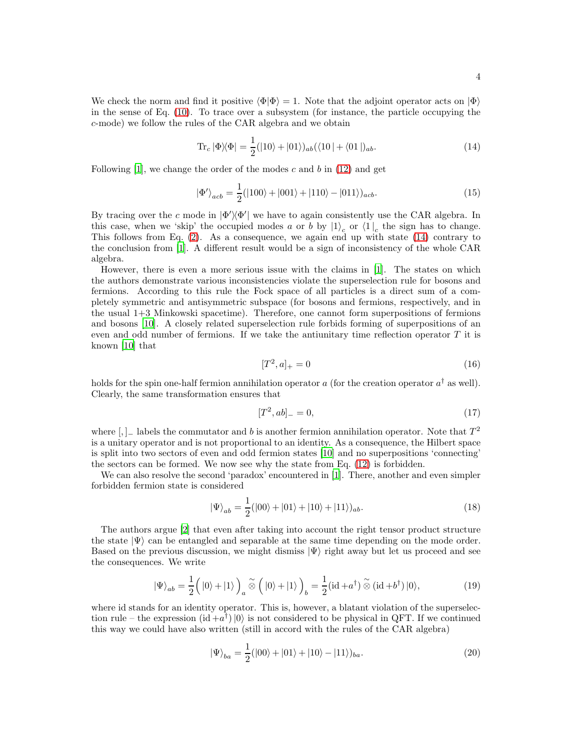We check the norm and find it positive $\langle\Phi|\Phi\rangle = 1$. Note that the adjoint operator acts on $|\Phi\rangle$ in the sense of Eq. (10). To trace over a subsystem (for instance, the particle occupying the $c$-mode) we follow the rules of the CAR algebra and we obtain

$$\mathrm{Tr}_c\,|\Phi\rangle\langle\Phi| = \frac{1}{2}(|10\rangle + |01\rangle)_{ab}(\langle 10\,| + \langle 01\,|)_{ab}. \tag{14}$$

Following [1], we change the order of the modes $c$ and $b$ in (12) and get

$$|\Phi'\rangle_{acb} = \frac{1}{2}(|100\rangle + |001\rangle + |110\rangle - |011\rangle)_{acb}. \tag{15}$$

By tracing over the $c$ mode in $|\Phi'\rangle\langle\Phi'|$ we have to again consistently use the CAR algebra. In this case, when we 'skip' the occupied modes $a$ or $b$ by $|1\rangle_c$ or $\langle 1\,|_c$ the sign has to change. This follows from Eq. (2). As a consequence, we again end up with state (14) contrary to the conclusion from [1]. A different result would be a sign of inconsistency of the whole CAR algebra.

However, there is even a more serious issue with the claims in [1]. The states on which the authors demonstrate various inconsistencies violate the superselection rule for bosons and fermions. According to this rule the Fock space of all particles is a direct sum of a completely symmetric and antisymmetric subspace (for bosons and fermions, respectively, and in the usual 1+3 Minkowski spacetime). Therefore, one cannot form superpositions of fermions and bosons [10]. A closely related superselection rule forbids forming of superpositions of an even and odd number of fermions. If we take the antiunitary time reflection operator $T$ it is known [10] that

$$[T^2, a]_+ = 0 \tag{16}$$

holds for the spin one-half fermion annihilation operator $a$ (for the creation operator $a^\dagger$ as well). Clearly, the same transformation ensures that

$$[T^2, ab]_- = 0, \tag{17}$$

where $[,]_-$ labels the commutator and $b$ is another fermion annihilation operator. Note that $T^2$ is a unitary operator and is not proportional to an identity. As a consequence, the Hilbert space is split into two sectors of even and odd fermion states [10] and no superpositions 'connecting' the sectors can be formed. We now see why the state from Eq. (12) is forbidden.

We can also resolve the second 'paradox' encountered in [1]. There, another and even simpler forbidden fermion state is considered

$$|\Psi\rangle_{ab} = \frac{1}{2}(|00\rangle + |01\rangle + |10\rangle + |11\rangle)_{ab}. \tag{18}$$

The authors argue [2] that even after taking into account the right tensor product structure the state $|\Psi\rangle$ can be entangled and separable at the same time depending on the mode order. Based on the previous discussion, we might dismiss $|\Psi\rangle$ right away but let us proceed and see the consequences. We write

$$|\Psi\rangle_{ab} = \frac{1}{2}\Big(\,|0\rangle + |1\rangle\,\Big)_a \,\tilde{\otimes}\, \Big(\,|0\rangle + |1\rangle\,\Big)_b = \frac{1}{2}(\mathrm{id} + a^\dagger)\,\tilde{\otimes}\,(\mathrm{id} + b^\dagger)\,|0\rangle, \tag{19}$$

where id stands for an identity operator. This is, however, a blatant violation of the superselection rule – the expression $(\mathrm{id} + a^\dagger)\,|0\rangle$ is not considered to be physical in QFT. If we continued this way we could have also written (still in accord with the rules of the CAR algebra)

$$|\Psi\rangle_{ba} = \frac{1}{2}(|00\rangle + |01\rangle + |10\rangle - |11\rangle)_{ba}. \tag{20}$$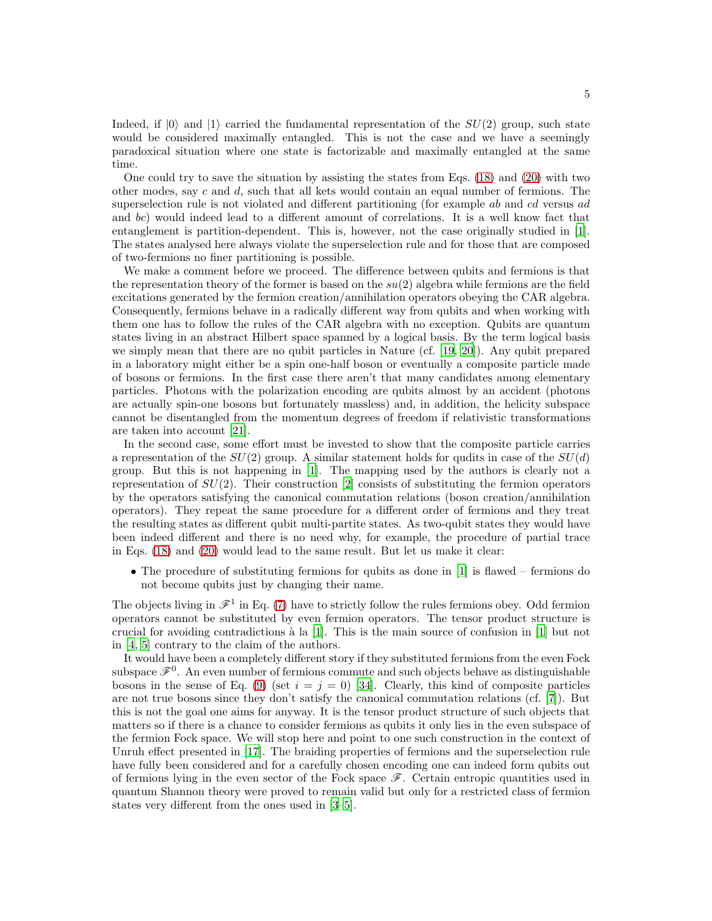Indeed, if $|0\rangle$ and $|1\rangle$ carried the fundamental representation of the $SU(2)$ group, such state would be considered maximally entangled. This is not the case and we have a seemingly paradoxical situation where one state is factorizable and maximally entangled at the same time.

One could try to save the situation by assisting the states from Eqs. (18) and (20) with two other modes, say $c$ and $d$, such that all kets would contain an equal number of fermions. The superselection rule is not violated and different partitioning (for example $ab$ and $cd$ versus $ad$ and $bc$) would indeed lead to a different amount of correlations. It is a well know fact that entanglement is partition-dependent. This is, however, not the case originally studied in [1]. The states analysed here always violate the superselection rule and for those that are composed of two-fermions no finer partitioning is possible.

We make a comment before we proceed. The difference between qubits and fermions is that the representation theory of the former is based on the $su(2)$ algebra while fermions are the field excitations generated by the fermion creation/annihilation operators obeying the CAR algebra. Consequently, fermions behave in a radically different way from qubits and when working with them one has to follow the rules of the CAR algebra with no exception. Qubits are quantum states living in an abstract Hilbert space spanned by a logical basis. By the term logical basis we simply mean that there are no qubit particles in Nature (cf. [19, 20]). Any qubit prepared in a laboratory might either be a spin one-half boson or eventually a composite particle made of bosons or fermions. In the first case there aren't that many candidates among elementary particles. Photons with the polarization encoding are qubits almost by an accident (photons are actually spin-one bosons but fortunately massless) and, in addition, the helicity subspace cannot be disentangled from the momentum degrees of freedom if relativistic transformations are taken into account [21].

In the second case, some effort must be invested to show that the composite particle carries a representation of the $SU(2)$ group. A similar statement holds for qudits in case of the $SU(d)$ group. But this is not happening in [1]. The mapping used by the authors is clearly not a representation of $SU(2)$. Their construction [2] consists of substituting the fermion operators by the operators satisfying the canonical commutation relations (boson creation/annihilation operators). They repeat the same procedure for a different order of fermions and they treat the resulting states as different qubit multi-partite states. As two-qubit states they would have been indeed different and there is no need why, for example, the procedure of partial trace in Eqs. (18) and (20) would lead to the same result. But let us make it clear:

- The procedure of substituting fermions for qubits as done in [1] is flawed – fermions do not become qubits just by changing their name.

The objects living in $\mathscr{F}^1$ in Eq. (7) have to strictly follow the rules fermions obey. Odd fermion operators cannot be substituted by even fermion operators. The tensor product structure is crucial for avoiding contradictions à la [1]. This is the main source of confusion in [1] but not in [4, 5] contrary to the claim of the authors.

It would have been a completely different story if they substituted fermions from the even Fock subspace $\mathscr{F}^0$. An even number of fermions commute and such objects behave as distinguishable bosons in the sense of Eq. (9) (set $i = j = 0$) [34]. Clearly, this kind of composite particles are not true bosons since they don't satisfy the canonical commutation relations (cf. [7]). But this is not the goal one aims for anyway. It is the tensor product structure of such objects that matters so if there is a chance to consider fermions as qubits it only lies in the even subspace of the fermion Fock space. We will stop here and point to one such construction in the context of Unruh effect presented in [17]. The braiding properties of fermions and the superselection rule have fully been considered and for a carefully chosen encoding one can indeed form qubits out of fermions lying in the even sector of the Fock space $\mathscr{F}$. Certain entropic quantities used in quantum Shannon theory were proved to remain valid but only for a restricted class of fermion states very different from the ones used in [3–5].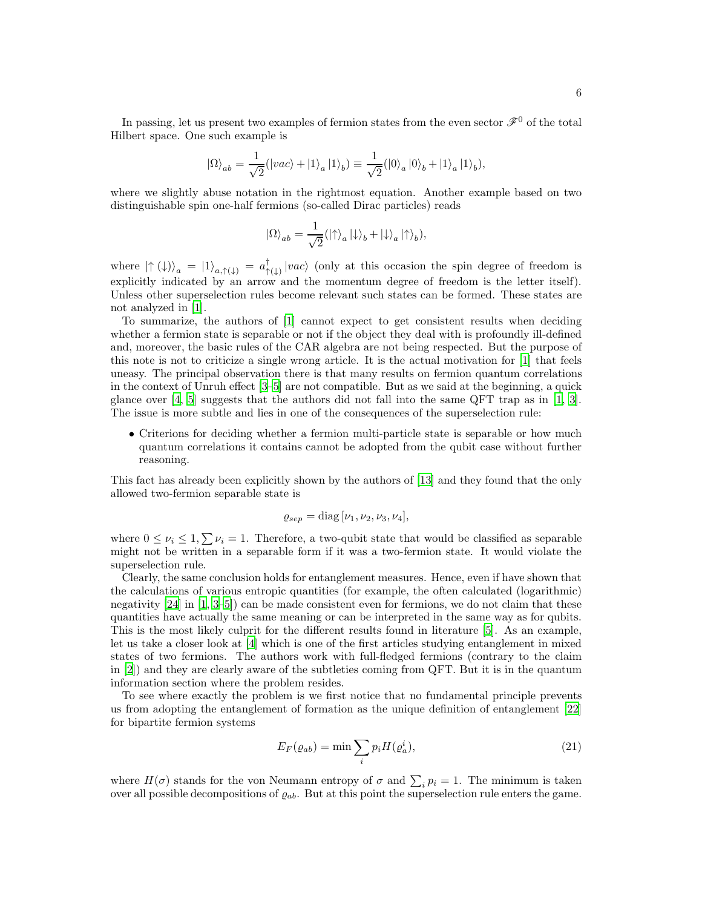In passing, let us present two examples of fermion states from the even sector $\mathscr{F}^0$ of the total Hilbert space. One such example is

$$|\Omega\rangle_{ab} = \frac{1}{\sqrt{2}}(|vac\rangle + |1\rangle_a |1\rangle_b) \equiv \frac{1}{\sqrt{2}}(|0\rangle_a |0\rangle_b + |1\rangle_a |1\rangle_b),$$

where we slightly abuse notation in the rightmost equation. Another example based on two distinguishable spin one-half fermions (so-called Dirac particles) reads

$$|\Omega\rangle_{ab} = \frac{1}{\sqrt{2}}(|\uparrow\rangle_a |\downarrow\rangle_b + |\downarrow\rangle_a |\uparrow\rangle_b),$$

where $|\uparrow(\downarrow)\rangle_a = |1\rangle_{a,\uparrow(\downarrow)} = a^\dagger_{\uparrow(\downarrow)}|vac\rangle$ (only at this occasion the spin degree of freedom is explicitly indicated by an arrow and the momentum degree of freedom is the letter itself). Unless other superselection rules become relevant such states can be formed. These states are not analyzed in [1].

To summarize, the authors of [1] cannot expect to get consistent results when deciding whether a fermion state is separable or not if the object they deal with is profoundly ill-defined and, moreover, the basic rules of the CAR algebra are not being respected. But the purpose of this note is not to criticize a single wrong article. It is the actual motivation for [1] that feels uneasy. The principal observation there is that many results on fermion quantum correlations in the context of Unruh effect [3–5] are not compatible. But as we said at the beginning, a quick glance over [4, 5] suggests that the authors did not fall into the same QFT trap as in [1, 3]. The issue is more subtle and lies in one of the consequences of the superselection rule:

- Criterions for deciding whether a fermion multi-particle state is separable or how much quantum correlations it contains cannot be adopted from the qubit case without further reasoning.

This fact has already been explicitly shown by the authors of [13] and they found that the only allowed two-fermion separable state is

$$\varrho_{sep} = \operatorname{diag}[\nu_1, \nu_2, \nu_3, \nu_4],$$

where $0 \le \nu_i \le 1, \sum \nu_i = 1$. Therefore, a two-qubit state that would be classified as separable might not be written in a separable form if it was a two-fermion state. It would violate the superselection rule.

Clearly, the same conclusion holds for entanglement measures. Hence, even if have shown that the calculations of various entropic quantities (for example, the often calculated (logarithmic) negativity [24] in [1, 3–5]) can be made consistent even for fermions, we do not claim that these quantities have actually the same meaning or can be interpreted in the same way as for qubits. This is the most likely culprit for the different results found in literature [5]. As an example, let us take a closer look at [4] which is one of the first articles studying entanglement in mixed states of two fermions. The authors work with full-fledged fermions (contrary to the claim in [2]) and they are clearly aware of the subtleties coming from QFT. But it is in the quantum information section where the problem resides.

To see where exactly the problem is we first notice that no fundamental principle prevents us from adopting the entanglement of formation as the unique definition of entanglement [22] for bipartite fermion systems

$$E_F(\varrho_{ab}) = \min \sum_i p_i H(\varrho_a^i), \tag{21}$$

where $H(\sigma)$ stands for the von Neumann entropy of $\sigma$ and $\sum_i p_i = 1$. The minimum is taken over all possible decompositions of $\varrho_{ab}$. But at this point the superselection rule enters the game.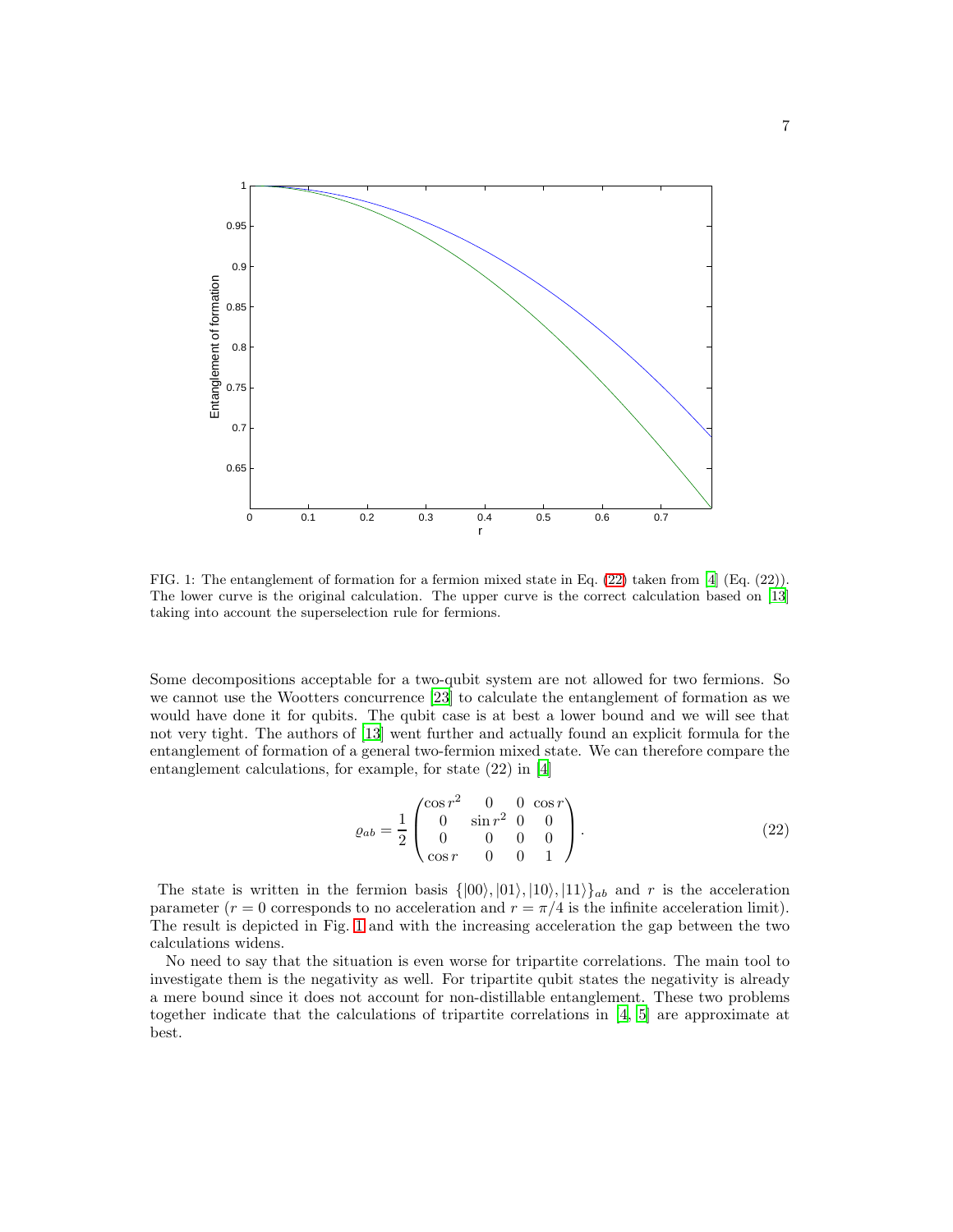FIG. 1: The entanglement of formation for a fermion mixed state in Eq. (22) taken from [4] (Eq. (22)). The lower curve is the original calculation. The upper curve is the correct calculation based on [13] taking into account the superselection rule for fermions.

Some decompositions acceptable for a two-qubit system are not allowed for two fermions. So we cannot use the Wootters concurrence [23] to calculate the entanglement of formation as we would have done it for qubits. The qubit case is at best a lower bound and we will see that not very tight. The authors of [13] went further and actually found an explicit formula for the entanglement of formation of a general two-fermion mixed state. We can therefore compare the entanglement calculations, for example, for state (22) in [4]

$$\varrho_{ab} = \frac{1}{2}\begin{pmatrix} \cos r^2 & 0 & 0 & \cos r \\ 0 & \sin r^2 & 0 & 0 \\ 0 & 0 & 0 & 0 \\ \cos r & 0 & 0 & 1 \end{pmatrix}. \tag{22}$$

The state is written in the fermion basis $\{|00\rangle, |01\rangle, |10\rangle, |11\rangle\}_{ab}$ and $r$ is the acceleration parameter ($r = 0$ corresponds to no acceleration and $r = \pi/4$ is the infinite acceleration limit). The result is depicted in Fig. 1 and with the increasing acceleration the gap between the two calculations widens.

No need to say that the situation is even worse for tripartite correlations. The main tool to investigate them is the negativity as well. For tripartite qubit states the negativity is already a mere bound since it does not account for non-distillable entanglement. These two problems together indicate that the calculations of tripartite correlations in [4, 5] are approximate at best.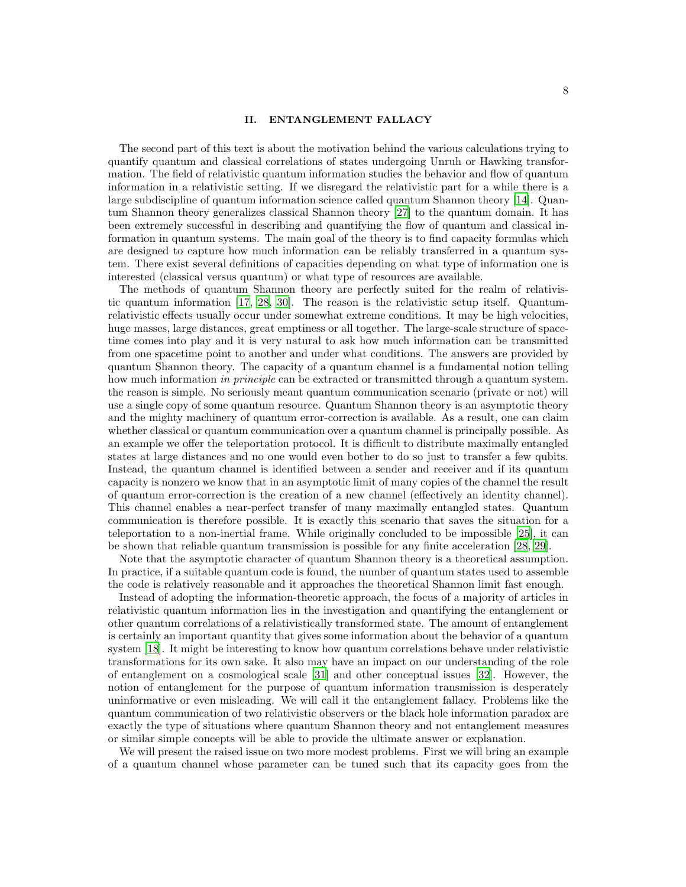## II. ENTANGLEMENT FALLACY

The second part of this text is about the motivation behind the various calculations trying to quantify quantum and classical correlations of states undergoing Unruh or Hawking transformation. The field of relativistic quantum information studies the behavior and flow of quantum information in a relativistic setting. If we disregard the relativistic part for a while there is a large subdiscipline of quantum information science called quantum Shannon theory [14]. Quantum Shannon theory generalizes classical Shannon theory [27] to the quantum domain. It has been extremely successful in describing and quantifying the flow of quantum and classical information in quantum systems. The main goal of the theory is to find capacity formulas which are designed to capture how much information can be reliably transferred in a quantum system. There exist several definitions of capacities depending on what type of information one is interested (classical versus quantum) or what type of resources are available.

The methods of quantum Shannon theory are perfectly suited for the realm of relativistic quantum information [17, 28, 30]. The reason is the relativistic setup itself. Quantum-relativistic effects usually occur under somewhat extreme conditions. It may be high velocities, huge masses, large distances, great emptiness or all together. The large-scale structure of spacetime comes into play and it is very natural to ask how much information can be transmitted from one spacetime point to another and under what conditions. The answers are provided by quantum Shannon theory. The capacity of a quantum channel is a fundamental notion telling how much information *in principle* can be extracted or transmitted through a quantum system. the reason is simple. No seriously meant quantum communication scenario (private or not) will use a single copy of some quantum resource. Quantum Shannon theory is an asymptotic theory and the mighty machinery of quantum error-correction is available. As a result, one can claim whether classical or quantum communication over a quantum channel is principally possible. As an example we offer the teleportation protocol. It is difficult to distribute maximally entangled states at large distances and no one would even bother to do so just to transfer a few qubits. Instead, the quantum channel is identified between a sender and receiver and if its quantum capacity is nonzero we know that in an asymptotic limit of many copies of the channel the result of quantum error-correction is the creation of a new channel (effectively an identity channel). This channel enables a near-perfect transfer of many maximally entangled states. Quantum communication is therefore possible. It is exactly this scenario that saves the situation for a teleportation to a non-inertial frame. While originally concluded to be impossible [25], it can be shown that reliable quantum transmission is possible for any finite acceleration [28, 29].

Note that the asymptotic character of quantum Shannon theory is a theoretical assumption. In practice, if a suitable quantum code is found, the number of quantum states used to assemble the code is relatively reasonable and it approaches the theoretical Shannon limit fast enough.

Instead of adopting the information-theoretic approach, the focus of a majority of articles in relativistic quantum information lies in the investigation and quantifying the entanglement or other quantum correlations of a relativistically transformed state. The amount of entanglement is certainly an important quantity that gives some information about the behavior of a quantum system [18]. It might be interesting to know how quantum correlations behave under relativistic transformations for its own sake. It also may have an impact on our understanding of the role of entanglement on a cosmological scale [31] and other conceptual issues [32]. However, the notion of entanglement for the purpose of quantum information transmission is desperately uninformative or even misleading. We will call it the entanglement fallacy. Problems like the quantum communication of two relativistic observers or the black hole information paradox are exactly the type of situations where quantum Shannon theory and not entanglement measures or similar simple concepts will be able to provide the ultimate answer or explanation.

We will present the raised issue on two more modest problems. First we will bring an example of a quantum channel whose parameter can be tuned such that its capacity goes from the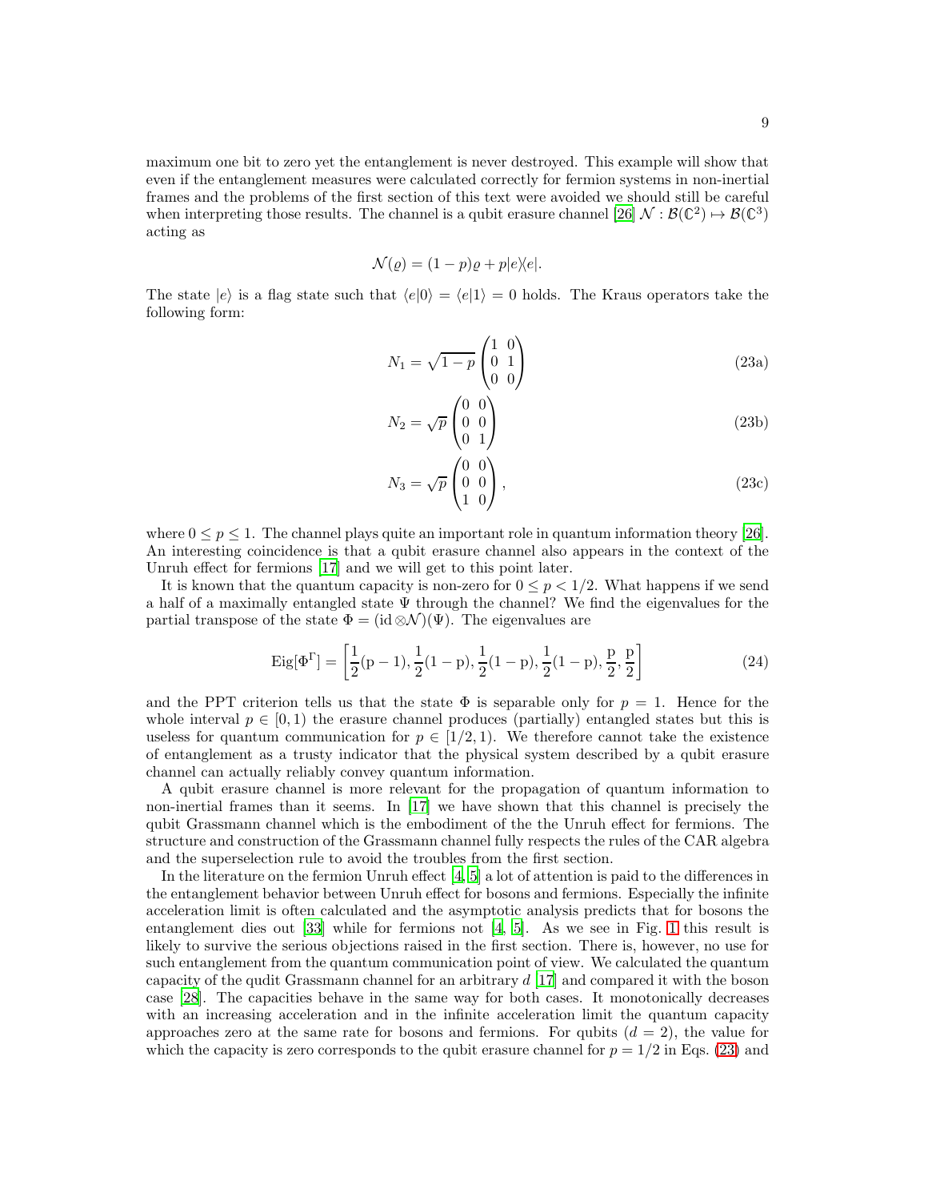maximum one bit to zero yet the entanglement is never destroyed. This example will show that even if the entanglement measures were calculated correctly for fermion systems in non-inertial frames and the problems of the first section of this text were avoided we should still be careful when interpreting those results. The channel is a qubit erasure channel [26] $\mathcal{N}:\mathcal{B}(\mathbb{C}^2)\mapsto\mathcal{B}(\mathbb{C}^3)$ acting as

$$\mathcal{N}(\varrho)=(1-p)\varrho+p|e\rangle\langle e|.$$

The state $|e\rangle$ is a flag state such that $\langle e|0\rangle=\langle e|1\rangle=0$ holds. The Kraus operators take the following form:

$$N_1=\sqrt{1-p}\begin{pmatrix}1&0\\0&1\\0&0\end{pmatrix} \tag{23a}$$

$$N_2=\sqrt{p}\begin{pmatrix}0&0\\0&0\\0&1\end{pmatrix} \tag{23b}$$

$$N_3=\sqrt{p}\begin{pmatrix}0&0\\0&0\\1&0\end{pmatrix}, \tag{23c}$$

where $0\leq p\leq 1$. The channel plays quite an important role in quantum information theory [26]. An interesting coincidence is that a qubit erasure channel also appears in the context of the Unruh effect for fermions [17] and we will get to this point later.

It is known that the quantum capacity is non-zero for $0\leq p<1/2$. What happens if we send a half of a maximally entangled state $\Psi$ through the channel? We find the eigenvalues for the partial transpose of the state $\Phi=(\mathrm{id}\otimes\mathcal{N})(\Psi)$. The eigenvalues are

$$\mathrm{Eig}[\Phi^\Gamma]=\left[\frac{1}{2}(\mathrm{p}-1),\frac{1}{2}(1-\mathrm{p}),\frac{1}{2}(1-\mathrm{p}),\frac{1}{2}(1-\mathrm{p}),\frac{\mathrm{p}}{2},\frac{\mathrm{p}}{2}\right] \tag{24}$$

and the PPT criterion tells us that the state $\Phi$ is separable only for $p=1$. Hence for the whole interval $p\in[0,1)$ the erasure channel produces (partially) entangled states but this is useless for quantum communication for $p\in[1/2,1)$. We therefore cannot take the existence of entanglement as a trusty indicator that the physical system described by a qubit erasure channel can actually reliably convey quantum information.

A qubit erasure channel is more relevant for the propagation of quantum information to non-inertial frames than it seems. In [17] we have shown that this channel is precisely the qubit Grassmann channel which is the embodiment of the the Unruh effect for fermions. The structure and construction of the Grassmann channel fully respects the rules of the CAR algebra and the superselection rule to avoid the troubles from the first section.

In the literature on the fermion Unruh effect [4, 5] a lot of attention is paid to the differences in the entanglement behavior between Unruh effect for bosons and fermions. Especially the infinite acceleration limit is often calculated and the asymptotic analysis predicts that for bosons the entanglement dies out [33] while for fermions not [4, 5]. As we see in Fig. 1 this result is likely to survive the serious objections raised in the first section. There is, however, no use for such entanglement from the quantum communication point of view. We calculated the quantum capacity of the qudit Grassmann channel for an arbitrary $d$ [17] and compared it with the boson case [28]. The capacities behave in the same way for both cases. It monotonically decreases with an increasing acceleration and in the infinite acceleration limit the quantum capacity approaches zero at the same rate for bosons and fermions. For qubits ($d=2$), the value for which the capacity is zero corresponds to the qubit erasure channel for $p=1/2$ in Eqs. (23) and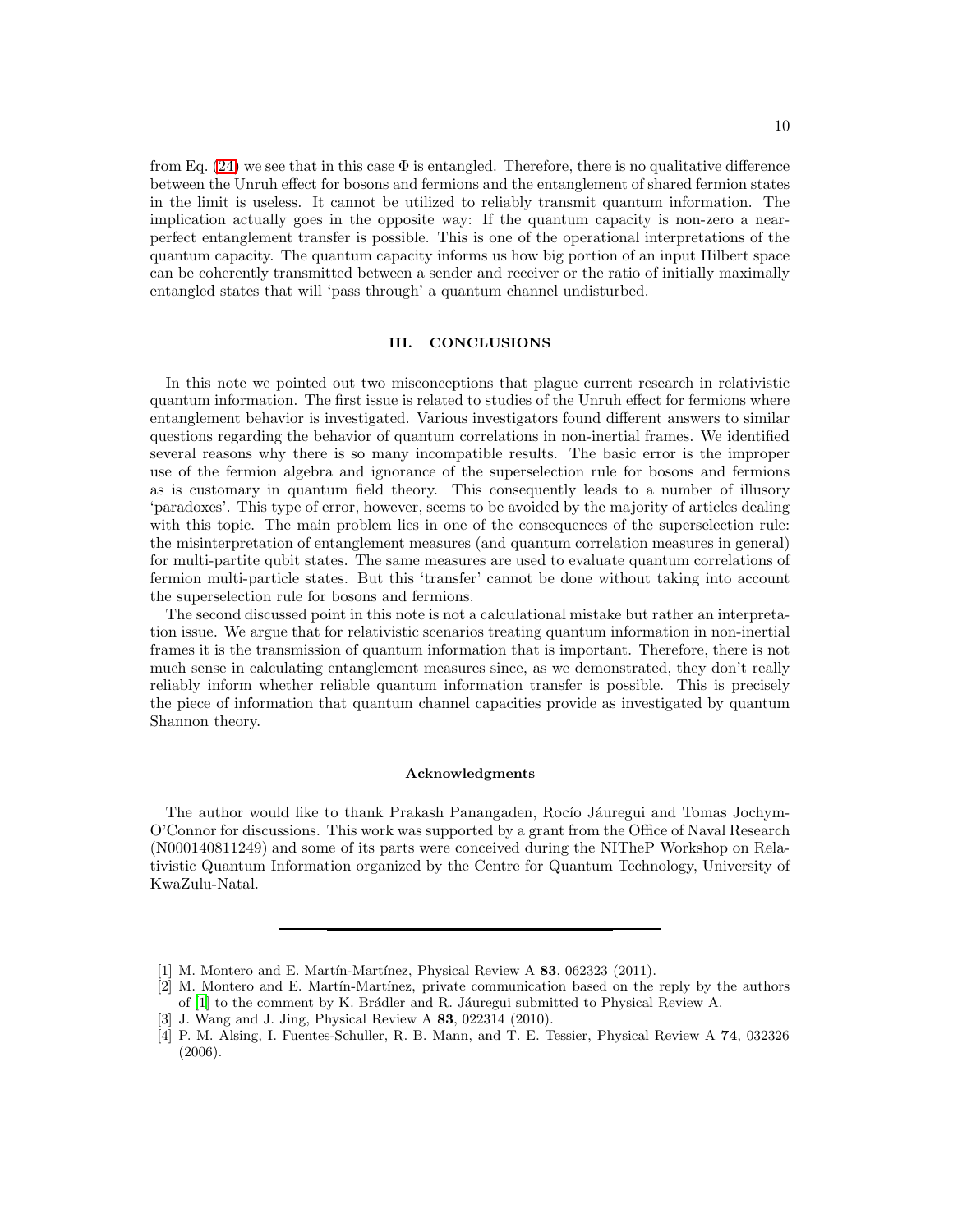from Eq. (24) we see that in this case $\Phi$ is entangled. Therefore, there is no qualitative difference between the Unruh effect for bosons and fermions and the entanglement of shared fermion states in the limit is useless. It cannot be utilized to reliably transmit quantum information. The implication actually goes in the opposite way: If the quantum capacity is non-zero a near-perfect entanglement transfer is possible. This is one of the operational interpretations of the quantum capacity. The quantum capacity informs us how big portion of an input Hilbert space can be coherently transmitted between a sender and receiver or the ratio of initially maximally entangled states that will 'pass through' a quantum channel undisturbed.

## III. CONCLUSIONS

In this note we pointed out two misconceptions that plague current research in relativistic quantum information. The first issue is related to studies of the Unruh effect for fermions where entanglement behavior is investigated. Various investigators found different answers to similar questions regarding the behavior of quantum correlations in non-inertial frames. We identified several reasons why there is so many incompatible results. The basic error is the improper use of the fermion algebra and ignorance of the superselection rule for bosons and fermions as is customary in quantum field theory. This consequently leads to a number of illusory 'paradoxes'. This type of error, however, seems to be avoided by the majority of articles dealing with this topic. The main problem lies in one of the consequences of the superselection rule: the misinterpretation of entanglement measures (and quantum correlation measures in general) for multi-partite qubit states. The same measures are used to evaluate quantum correlations of fermion multi-particle states. But this 'transfer' cannot be done without taking into account the superselection rule for bosons and fermions.

The second discussed point in this note is not a calculational mistake but rather an interpretation issue. We argue that for relativistic scenarios treating quantum information in non-inertial frames it is the transmission of quantum information that is important. Therefore, there is not much sense in calculating entanglement measures since, as we demonstrated, they don't really reliably inform whether reliable quantum information transfer is possible. This is precisely the piece of information that quantum channel capacities provide as investigated by quantum Shannon theory.

### Acknowledgments

The author would like to thank Prakash Panangaden, Rocío Jáuregui and Tomas Jochym-O'Connor for discussions. This work was supported by a grant from the Office of Naval Research (N000140811249) and some of its parts were conceived during the NITheP Workshop on Relativistic Quantum Information organized by the Centre for Quantum Technology, University of KwaZulu-Natal.

---

[1] M. Montero and E. Martín-Martínez, Physical Review A **83**, 062323 (2011).

[2] M. Montero and E. Martín-Martínez, private communication based on the reply by the authors of [1] to the comment by K. Brádler and R. Jáuregui submitted to Physical Review A.

[3] J. Wang and J. Jing, Physical Review A **83**, 022314 (2010).

[4] P. M. Alsing, I. Fuentes-Schuller, R. B. Mann, and T. E. Tessier, Physical Review A **74**, 032326 (2006).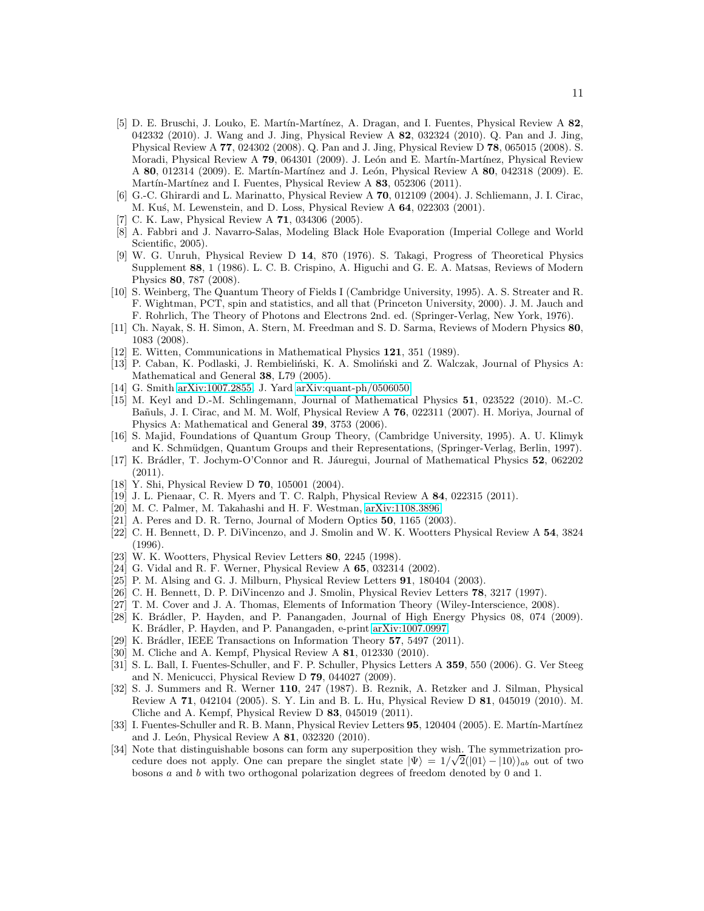[5] D. E. Bruschi, J. Louko, E. Martín-Martínez, A. Dragan, and I. Fuentes, Physical Review A **82**, 042332 (2010). J. Wang and J. Jing, Physical Review A **82**, 032324 (2010). Q. Pan and J. Jing, Physical Review A **77**, 024302 (2008). Q. Pan and J. Jing, Physical Review D **78**, 065015 (2008). S. Moradi, Physical Review A **79**, 064301 (2009). J. León and E. Martín-Martínez, Physical Review A **80**, 012314 (2009). E. Martín-Martínez and J. León, Physical Review A **80**, 042318 (2009). E. Martín-Martínez and I. Fuentes, Physical Review A **83**, 052306 (2011).

[6] G.-C. Ghirardi and L. Marinatto, Physical Review A **70**, 012109 (2004). J. Schliemann, J. I. Cirac, M. Kuś, M. Lewenstein, and D. Loss, Physical Review A **64**, 022303 (2001).

[7] C. K. Law, Physical Review A **71**, 034306 (2005).

[8] A. Fabbri and J. Navarro-Salas, Modeling Black Hole Evaporation (Imperial College and World Scientific, 2005).

[9] W. G. Unruh, Physical Review D **14**, 870 (1976). S. Takagi, Progress of Theoretical Physics Supplement **88**, 1 (1986). L. C. B. Crispino, A. Higuchi and G. E. A. Matsas, Reviews of Modern Physics **80**, 787 (2008).

[10] S. Weinberg, The Quantum Theory of Fields I (Cambridge University, 1995). A. S. Streater and R. F. Wightman, PCT, spin and statistics, and all that (Princeton University, 2000). J. M. Jauch and F. Rohrlich, The Theory of Photons and Electrons 2nd. ed. (Springer-Verlag, New York, 1976).

[11] Ch. Nayak, S. H. Simon, A. Stern, M. Freedman and S. D. Sarma, Reviews of Modern Physics **80**, 1083 (2008).

[12] E. Witten, Communications in Mathematical Physics **121**, 351 (1989).

[13] P. Caban, K. Podlaski, J. Rembieliński, K. A. Smoliński and Z. Walczak, Journal of Physics A: Mathematical and General **38**, L79 (2005).

[14] G. Smith arXiv:1007.2855. J. Yard arXiv:quant-ph/0506050.

[15] M. Keyl and D.-M. Schlingemann, Journal of Mathematical Physics **51**, 023522 (2010). M.-C. Bañuls, J. I. Cirac, and M. M. Wolf, Physical Review A **76**, 022311 (2007). H. Moriya, Journal of Physics A: Mathematical and General **39**, 3753 (2006).

[16] S. Majid, Foundations of Quantum Group Theory, (Cambridge University, 1995). A. U. Klimyk and K. Schmüdgen, Quantum Groups and their Representations, (Springer-Verlag, Berlin, 1997).

[17] K. Brádler, T. Jochym-O'Connor and R. Jáuregui, Journal of Mathematical Physics **52**, 062202 (2011).

[18] Y. Shi, Physical Review D **70**, 105001 (2004).

[19] J. L. Pienaar, C. R. Myers and T. C. Ralph, Physical Review A **84**, 022315 (2011).

[20] M. C. Palmer, M. Takahashi and H. F. Westman, arXiv:1108.3896.

[21] A. Peres and D. R. Terno, Journal of Modern Optics **50**, 1165 (2003).

[22] C. H. Bennett, D. P. DiVincenzo, and J. Smolin and W. K. Wootters Physical Review A **54**, 3824 (1996).

[23] W. K. Wootters, Physical Reviev Letters **80**, 2245 (1998).

[24] G. Vidal and R. F. Werner, Physical Review A **65**, 032314 (2002).

[25] P. M. Alsing and G. J. Milburn, Physical Review Letters **91**, 180404 (2003).

[26] C. H. Bennett, D. P. DiVincenzo and J. Smolin, Physical Reviev Letters **78**, 3217 (1997).

[27] T. M. Cover and J. A. Thomas, Elements of Information Theory (Wiley-Interscience, 2008).

[28] K. Brádler, P. Hayden, and P. Panangaden, Journal of High Energy Physics 08, 074 (2009). K. Brádler, P. Hayden, and P. Panangaden, e-print arXiv:1007.0997.

[29] K. Brádler, IEEE Transactions on Information Theory **57**, 5497 (2011).

[30] M. Cliche and A. Kempf, Physical Review A **81**, 012330 (2010).

[31] S. L. Ball, I. Fuentes-Schuller, and F. P. Schuller, Physics Letters A **359**, 550 (2006). G. Ver Steeg and N. Menicucci, Physical Review D **79**, 044027 (2009).

[32] S. J. Summers and R. Werner **110**, 247 (1987). B. Reznik, A. Retzker and J. Silman, Physical Review A **71**, 042104 (2005). S. Y. Lin and B. L. Hu, Physical Review D **81**, 045019 (2010). M. Cliche and A. Kempf, Physical Review D **83**, 045019 (2011).

[33] I. Fuentes-Schuller and R. B. Mann, Physical Reviev Letters **95**, 120404 (2005). E. Martín-Martínez and J. León, Physical Review A **81**, 032320 (2010).

[34] Note that distinguishable bosons can form any superposition they wish. The symmetrization procedure does not apply. One can prepare the singlet state $|\Psi\rangle = 1/\sqrt{2}(|01\rangle - |10\rangle)_{ab}$ out of two bosons $a$ and $b$ with two orthogonal polarization degrees of freedom denoted by 0 and 1.